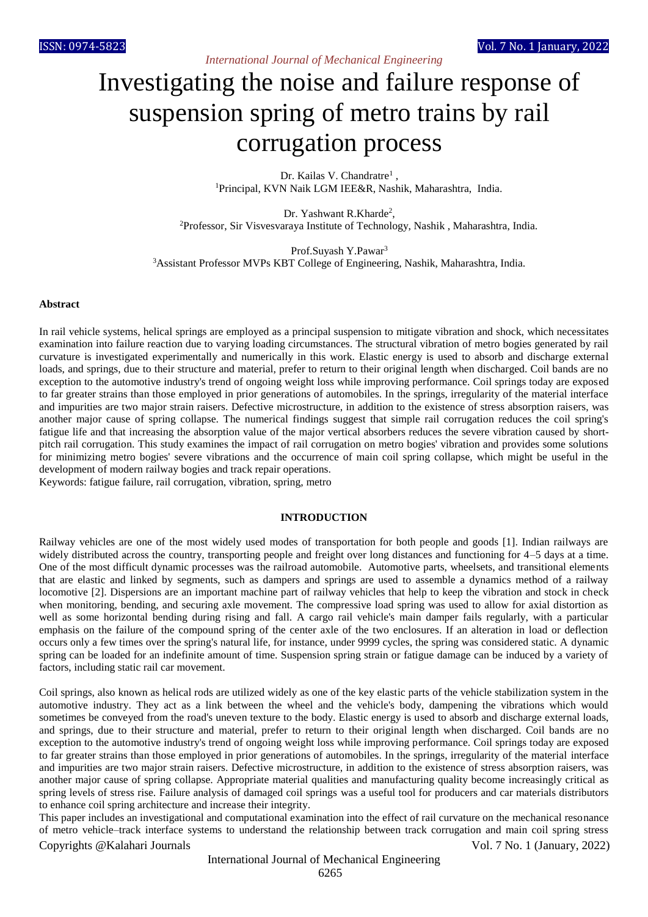# Investigating the noise and failure response of suspension spring of metro trains by rail corrugation process

Dr. Kailas V. Chandratre[1],
[1]Principal, KVN Naik LGM IEE&R, Nashik, Maharashtra, India.

Dr. Yashwant R.Kharde[2],
[2]Professor, Sir Visvesvaraya Institute of Technology, Nashik , Maharashtra, India.

Prof.Suyash Y.Pawar[3]
[3]Assistant Professor MVPs KBT College of Engineering, Nashik, Maharashtra, India.

#### Abstract

In rail vehicle systems, helical springs are employed as a principal suspension to mitigate vibration and shock, which necessitates examination into failure reaction due to varying loading circumstances. The structural vibration of metro bogies generated by rail curvature is investigated experimentally and numerically in this work. Elastic energy is used to absorb and discharge external loads, and springs, due to their structure and material, prefer to return to their original length when discharged. Coil bands are no exception to the automotive industry's trend of ongoing weight loss while improving performance. Coil springs today are exposed to far greater strains than those employed in prior generations of automobiles. In the springs, irregularity of the material interface and impurities are two major strain raisers. Defective microstructure, in addition to the existence of stress absorption raisers, was another major cause of spring collapse. The numerical findings suggest that simple rail corrugation reduces the coil spring's fatigue life and that increasing the absorption value of the major vertical absorbers reduces the severe vibration caused by short-pitch rail corrugation. This study examines the impact of rail corrugation on metro bogies' vibration and provides some solutions for minimizing metro bogies' severe vibrations and the occurrence of main coil spring collapse, which might be useful in the development of modern railway bogies and track repair operations.

Keywords: fatigue failure, rail corrugation, vibration, spring, metro

## INTRODUCTION

Railway vehicles are one of the most widely used modes of transportation for both people and goods [1]. Indian railways are widely distributed across the country, transporting people and freight over long distances and functioning for 4–5 days at a time. One of the most difficult dynamic processes was the railroad automobile. Automotive parts, wheelsets, and transitional elements that are elastic and linked by segments, such as dampers and springs are used to assemble a dynamics method of a railway locomotive [2]. Dispersions are an important machine part of railway vehicles that help to keep the vibration and stock in check when monitoring, bending, and securing axle movement. The compressive load spring was used to allow for axial distortion as well as some horizontal bending during rising and fall. A cargo rail vehicle's main damper fails regularly, with a particular emphasis on the failure of the compound spring of the center axle of the two enclosures. If an alteration in load or deflection occurs only a few times over the spring's natural life, for instance, under 9999 cycles, the spring was considered static. A dynamic spring can be loaded for an indefinite amount of time. Suspension spring strain or fatigue damage can be induced by a variety of factors, including static rail car movement.

Coil springs, also known as helical rods are utilized widely as one of the key elastic parts of the vehicle stabilization system in the automotive industry. They act as a link between the wheel and the vehicle's body, dampening the vibrations which would sometimes be conveyed from the road's uneven texture to the body. Elastic energy is used to absorb and discharge external loads, and springs, due to their structure and material, prefer to return to their original length when discharged. Coil bands are no exception to the automotive industry's trend of ongoing weight loss while improving performance. Coil springs today are exposed to far greater strains than those employed in prior generations of automobiles. In the springs, irregularity of the material interface and impurities are two major strain raisers. Defective microstructure, in addition to the existence of stress absorption raisers, was another major cause of spring collapse. Appropriate material qualities and manufacturing quality become increasingly critical as spring levels of stress rise. Failure analysis of damaged coil springs was a useful tool for producers and car materials distributors to enhance coil spring architecture and increase their integrity.

This paper includes an investigational and computational examination into the effect of rail curvature on the mechanical resonance of metro vehicle–track interface systems to understand the relationship between track corrugation and main coil spring stress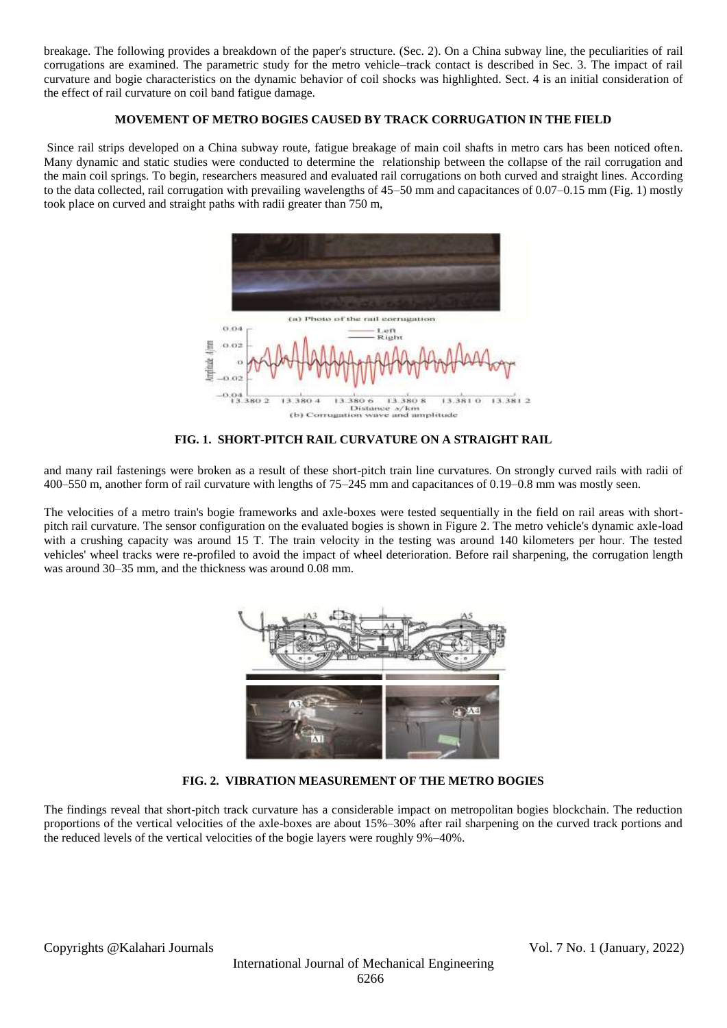breakage. The following provides a breakdown of the paper's structure. (Sec. 2). On a China subway line, the peculiarities of rail corrugations are examined. The parametric study for the metro vehicle–track contact is described in Sec. 3. The impact of rail curvature and bogie characteristics on the dynamic behavior of coil shocks was highlighted. Sect. 4 is an initial consideration of the effect of rail curvature on coil band fatigue damage.

## MOVEMENT OF METRO BOGIES CAUSED BY TRACK CORRUGATION IN THE FIELD

Since rail strips developed on a China subway route, fatigue breakage of main coil shafts in metro cars has been noticed often. Many dynamic and static studies were conducted to determine the relationship between the collapse of the rail corrugation and the main coil springs. To begin, researchers measured and evaluated rail corrugations on both curved and straight lines. According to the data collected, rail corrugation with prevailing wavelengths of 45–50 mm and capacitances of 0.07–0.15 mm (Fig. 1) mostly took place on curved and straight paths with radii greater than 750 m,

(a) Photo of the rail corrugation

(b) Corrugation wave and amplitude

**FIG. 1. SHORT-PITCH RAIL CURVATURE ON A STRAIGHT RAIL**

and many rail fastenings were broken as a result of these short-pitch train line curvatures. On strongly curved rails with radii of 400–550 m, another form of rail curvature with lengths of 75–245 mm and capacitances of 0.19–0.8 mm was mostly seen.

The velocities of a metro train's bogie frameworks and axle-boxes were tested sequentially in the field on rail areas with short-pitch rail curvature. The sensor configuration on the evaluated bogies is shown in Figure 2. The metro vehicle's dynamic axle-load with a crushing capacity was around 15 T. The train velocity in the testing was around 140 kilometers per hour. The tested vehicles' wheel tracks were re-profiled to avoid the impact of wheel deterioration. Before rail sharpening, the corrugation length was around 30–35 mm, and the thickness was around 0.08 mm.

**FIG. 2. VIBRATION MEASUREMENT OF THE METRO BOGIES**

The findings reveal that short-pitch track curvature has a considerable impact on metropolitan bogies blockchain. The reduction proportions of the vertical velocities of the axle-boxes are about 15%–30% after rail sharpening on the curved track portions and the reduced levels of the vertical velocities of the bogie layers were roughly 9%–40%.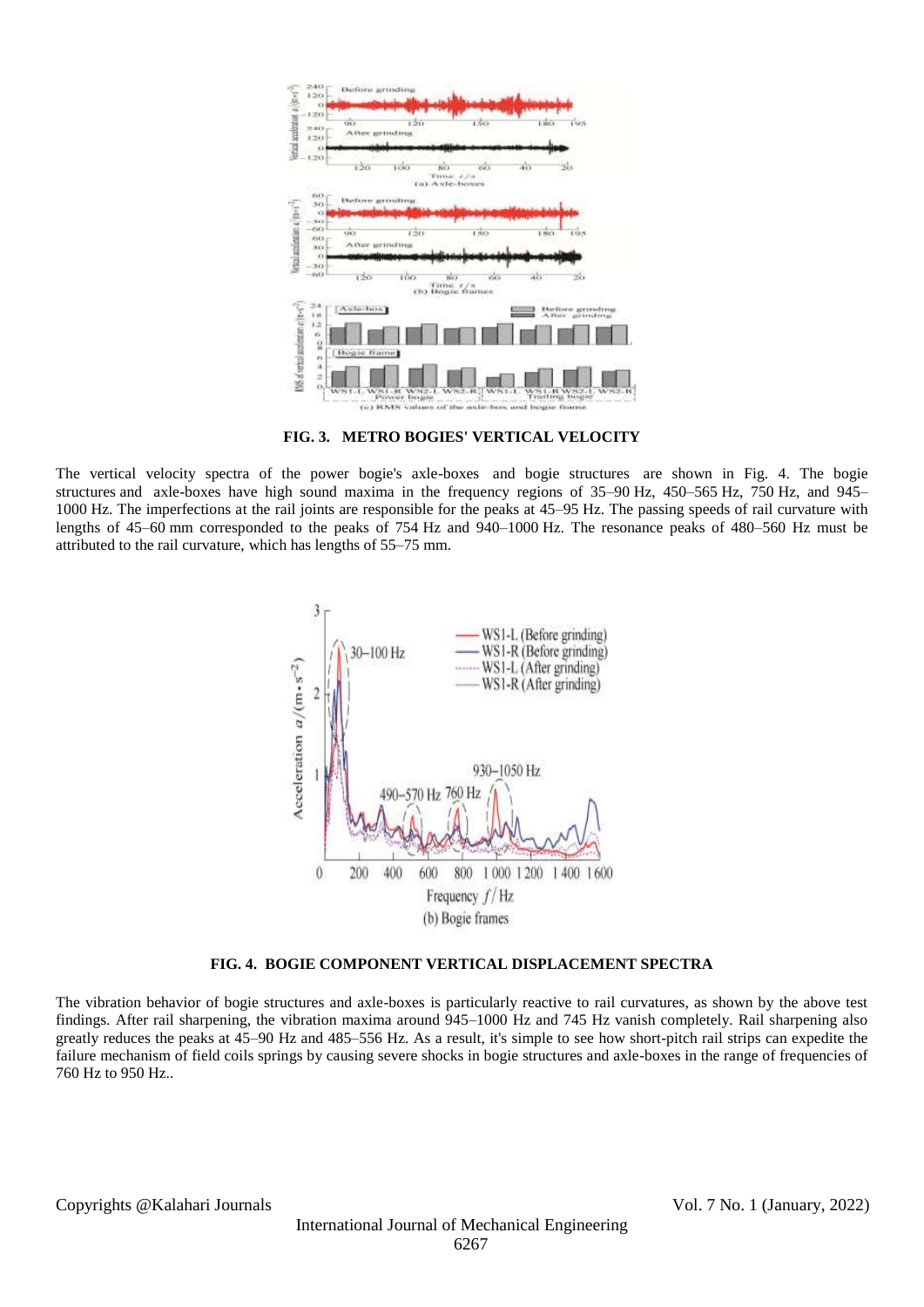**FIG. 3. METRO BOGIES' VERTICAL VELOCITY**

The vertical velocity spectra of the power bogie's axle-boxes and bogie structures are shown in Fig. 4. The bogie structures and axle-boxes have high sound maxima in the frequency regions of 35–90 Hz, 450–565 Hz, 750 Hz, and 945–1000 Hz. The imperfections at the rail joints are responsible for the peaks at 45–95 Hz. The passing speeds of rail curvature with lengths of 45–60 mm corresponded to the peaks of 754 Hz and 940–1000 Hz. The resonance peaks of 480–560 Hz must be attributed to the rail curvature, which has lengths of 55–75 mm.

**FIG. 4. BOGIE COMPONENT VERTICAL DISPLACEMENT SPECTRA**

The vibration behavior of bogie structures and axle-boxes is particularly reactive to rail curvatures, as shown by the above test findings. After rail sharpening, the vibration maxima around 945–1000 Hz and 745 Hz vanish completely. Rail sharpening also greatly reduces the peaks at 45–90 Hz and 485–556 Hz. As a result, it's simple to see how short-pitch rail strips can expedite the failure mechanism of field coils springs by causing severe shocks in bogie structures and axle-boxes in the range of frequencies of 760 Hz to 950 Hz..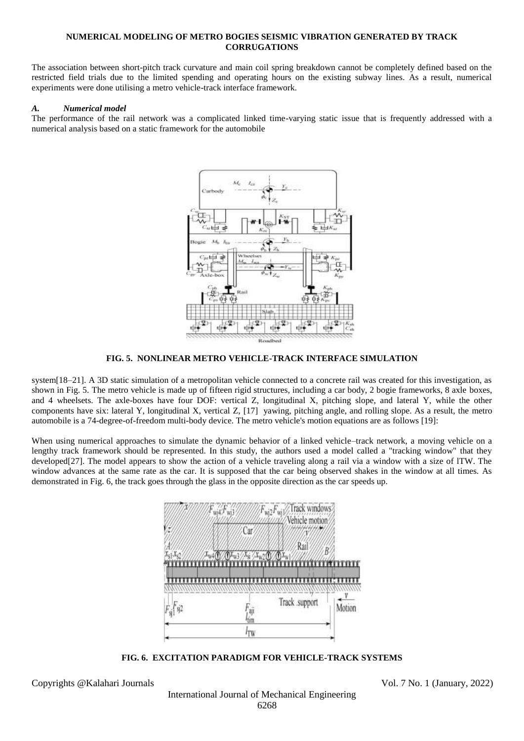**NUMERICAL MODELING OF METRO BOGIES SEISMIC VIBRATION GENERATED BY TRACK CORRUGATIONS**

The association between short-pitch track curvature and main coil spring breakdown cannot be completely defined based on the restricted field trials due to the limited spending and operating hours on the existing subway lines. As a result, numerical experiments were done utilising a metro vehicle-track interface framework.

### *A. Numerical model*

The performance of the rail network was a complicated linked time-varying static issue that is frequently addressed with a numerical analysis based on a static framework for the automobile

**FIG. 5. NONLINEAR METRO VEHICLE-TRACK INTERFACE SIMULATION**

system[18–21]. A 3D static simulation of a metropolitan vehicle connected to a concrete rail was created for this investigation, as shown in Fig. 5. The metro vehicle is made up of fifteen rigid structures, including a car body, 2 bogie frameworks, 8 axle boxes, and 4 wheelsets. The axle-boxes have four DOF: vertical Z, longitudinal X, pitching slope, and lateral Y, while the other components have six: lateral Y, longitudinal X, vertical Z, [17] yawing, pitching angle, and rolling slope. As a result, the metro automobile is a 74-degree-of-freedom multi-body device. The metro vehicle's motion equations are as follows [19]:

When using numerical approaches to simulate the dynamic behavior of a linked vehicle–track network, a moving vehicle on a lengthy track framework should be represented. In this study, the authors used a model called a "tracking window" that they developed[27]. The model appears to show the action of a vehicle traveling along a rail via a window with a size of lTW. The window advances at the same rate as the car. It is supposed that the car being observed shakes in the window at all times. As demonstrated in Fig. 6, the track goes through the glass in the opposite direction as the car speeds up.

**FIG. 6. EXCITATION PARADIGM FOR VEHICLE-TRACK SYSTEMS**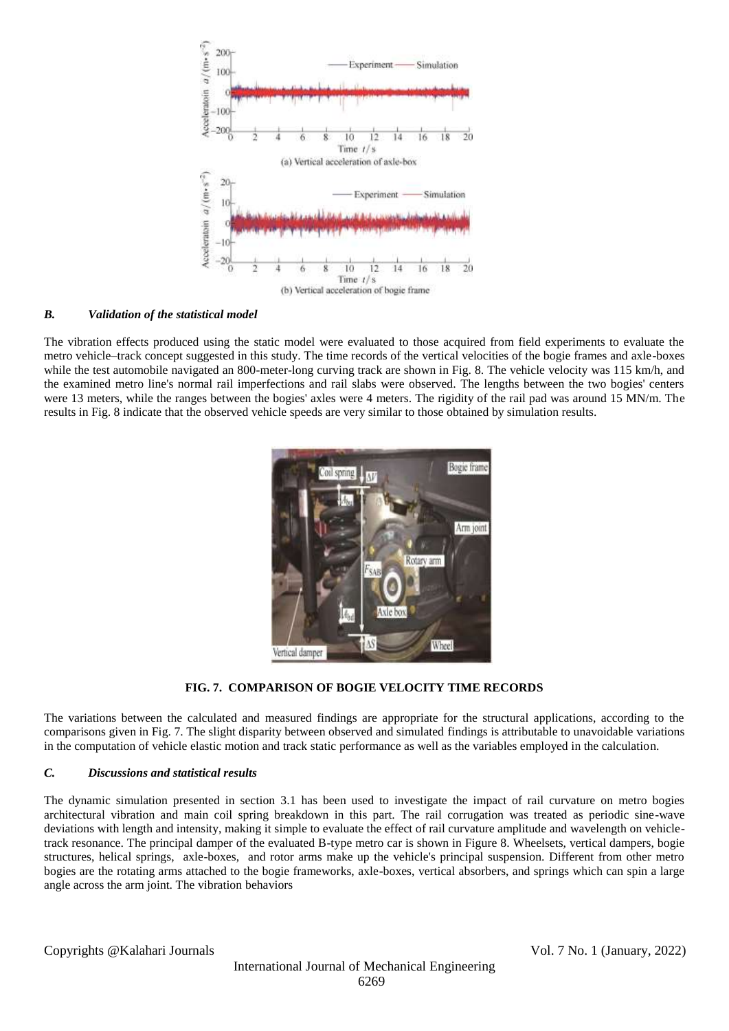(a) Vertical acceleration of axle-box

(b) Vertical acceleration of bogie frame

### *B. Validation of the statistical model*

The vibration effects produced using the static model were evaluated to those acquired from field experiments to evaluate the metro vehicle–track concept suggested in this study. The time records of the vertical velocities of the bogie frames and axle-boxes while the test automobile navigated an 800-meter-long curving track are shown in Fig. 8. The vehicle velocity was 115 km/h, and the examined metro line's normal rail imperfections and rail slabs were observed. The lengths between the two bogies' centers were 13 meters, while the ranges between the bogies' axles were 4 meters. The rigidity of the rail pad was around 15 MN/m. The results in Fig. 8 indicate that the observed vehicle speeds are very similar to those obtained by simulation results.

**FIG. 7. COMPARISON OF BOGIE VELOCITY TIME RECORDS**

The variations between the calculated and measured findings are appropriate for the structural applications, according to the comparisons given in Fig. 7. The slight disparity between observed and simulated findings is attributable to unavoidable variations in the computation of vehicle elastic motion and track static performance as well as the variables employed in the calculation.

### *C. Discussions and statistical results*

The dynamic simulation presented in section 3.1 has been used to investigate the impact of rail curvature on metro bogies architectural vibration and main coil spring breakdown in this part. The rail corrugation was treated as periodic sine-wave deviations with length and intensity, making it simple to evaluate the effect of rail curvature amplitude and wavelength on vehicle-track resonance. The principal damper of the evaluated B-type metro car is shown in Figure 8. Wheelsets, vertical dampers, bogie structures, helical springs, axle-boxes, and rotor arms make up the vehicle's principal suspension. Different from other metro bogies are the rotating arms attached to the bogie frameworks, axle-boxes, vertical absorbers, and springs which can spin a large angle across the arm joint. The vibration behaviors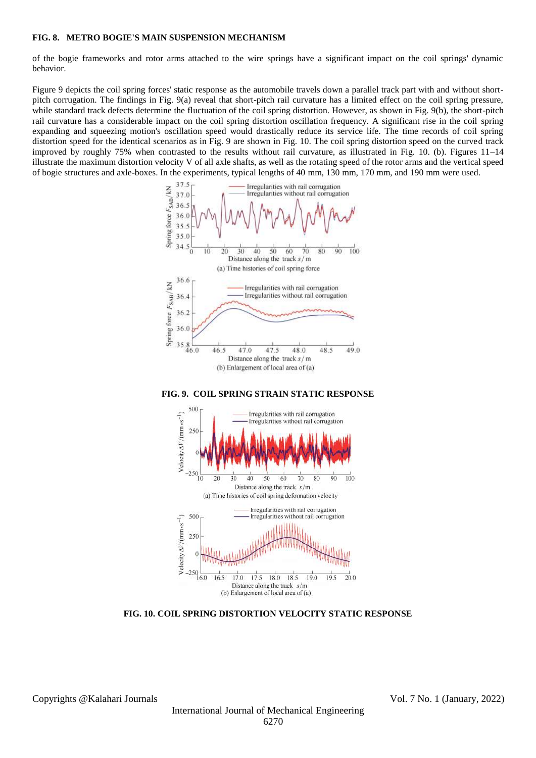**FIG. 8. METRO BOGIE'S MAIN SUSPENSION MECHANISM**

of the bogie frameworks and rotor arms attached to the wire springs have a significant impact on the coil springs' dynamic behavior.

Figure 9 depicts the coil spring forces' static response as the automobile travels down a parallel track part with and without short-pitch corrugation. The findings in Fig. 9(a) reveal that short-pitch rail curvature has a limited effect on the coil spring pressure, while standard track defects determine the fluctuation of the coil spring distortion. However, as shown in Fig. 9(b), the short-pitch rail curvature has a considerable impact on the coil spring distortion oscillation frequency. A significant rise in the coil spring expanding and squeezing motion's oscillation speed would drastically reduce its service life. The time records of coil spring distortion speed for the identical scenarios as in Fig. 9 are shown in Fig. 10. The coil spring distortion speed on the curved track improved by roughly 75% when contrasted to the results without rail curvature, as illustrated in Fig. 10. (b). Figures 11–14 illustrate the maximum distortion velocity V of all axle shafts, as well as the rotating speed of the rotor arms and the vertical speed of bogie structures and axle-boxes. In the experiments, typical lengths of 40 mm, 130 mm, 170 mm, and 190 mm were used.

**FIG. 9. COIL SPRING STRAIN STATIC RESPONSE**

**FIG. 10. COIL SPRING DISTORTION VELOCITY STATIC RESPONSE**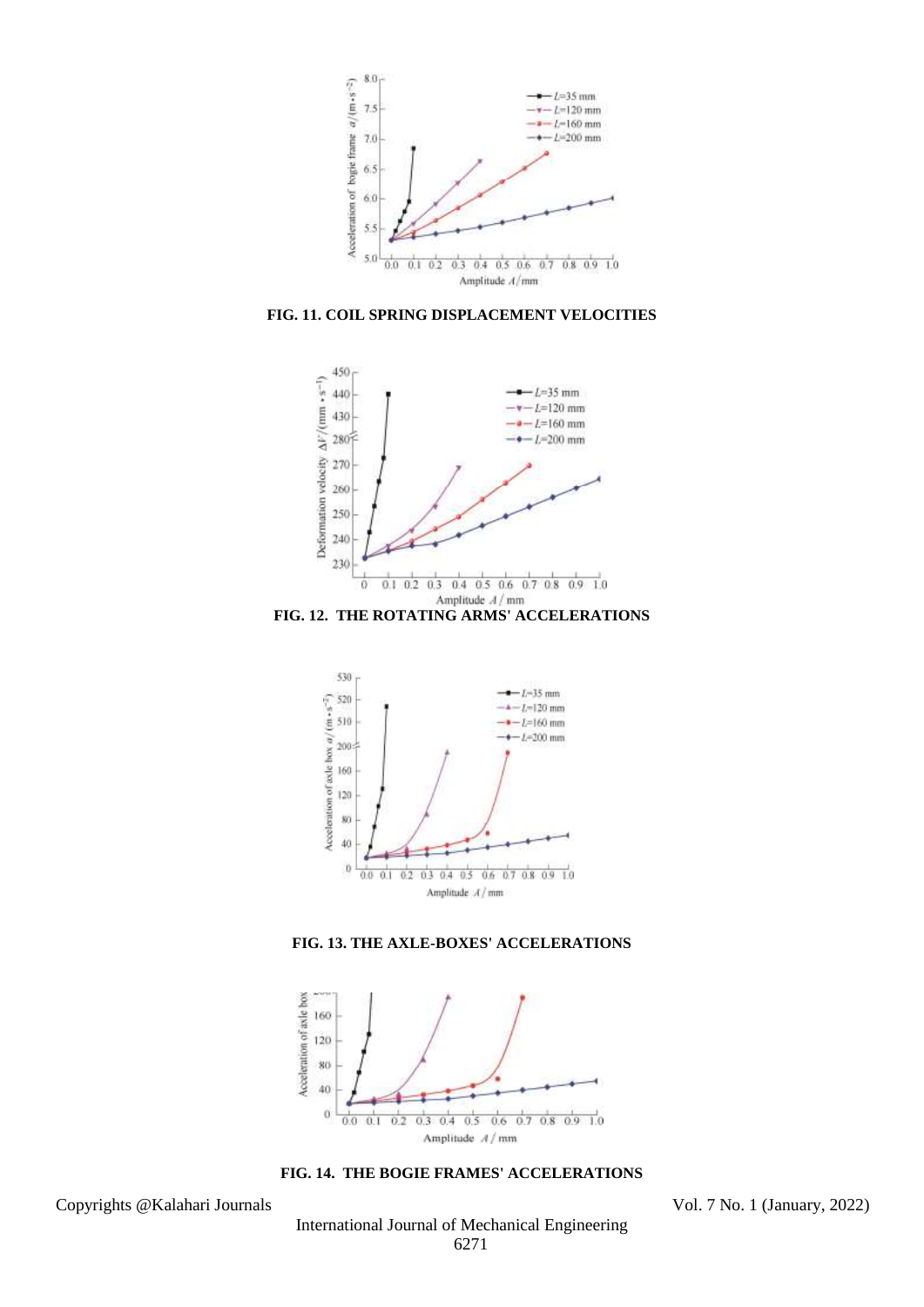FIG. 11. COIL SPRING DISPLACEMENT VELOCITIES

FIG. 12. THE ROTATING ARMS' ACCELERATIONS

FIG. 13. THE AXLE-BOXES' ACCELERATIONS

FIG. 14. THE BOGIE FRAMES' ACCELERATIONS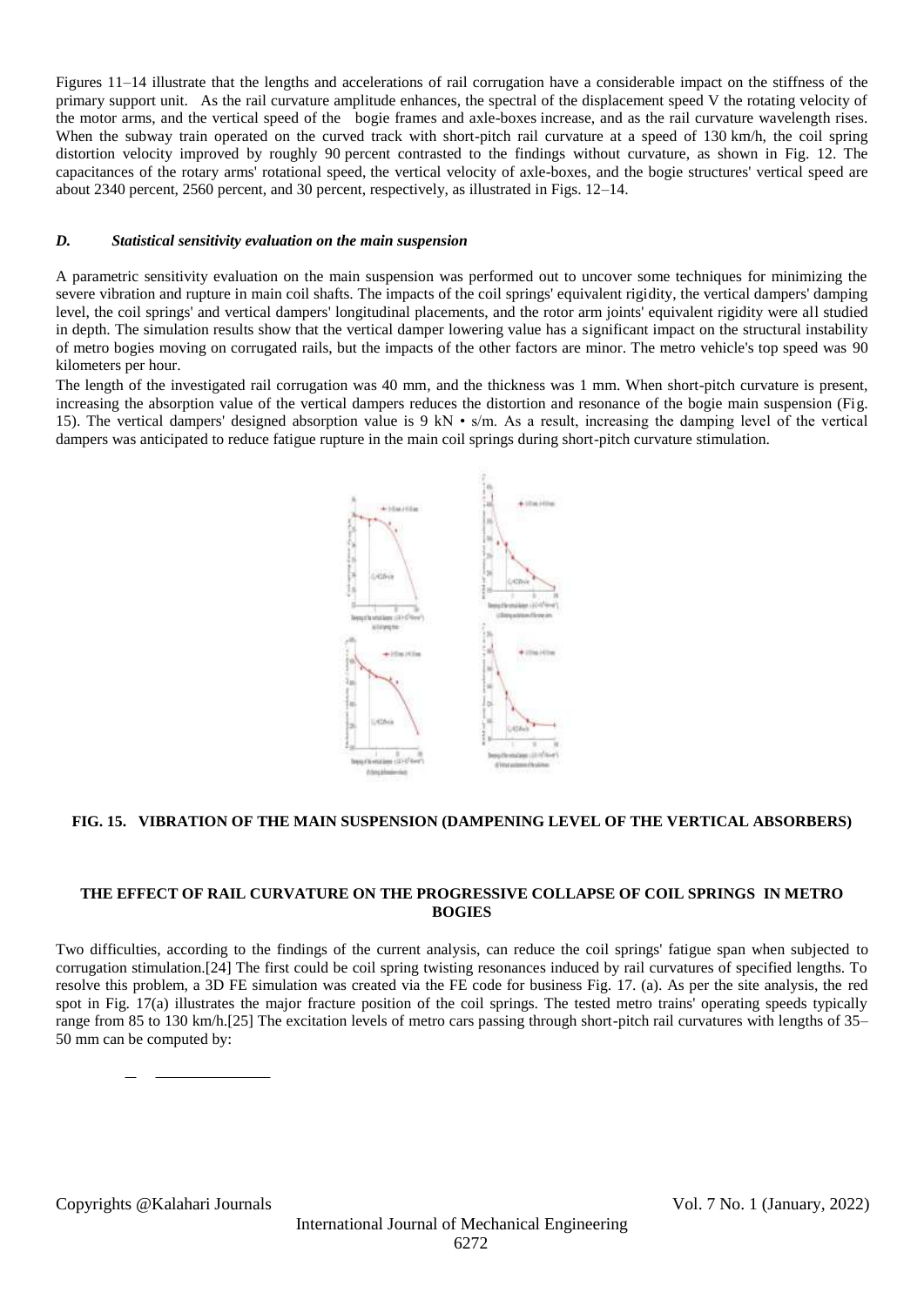Figures 11–14 illustrate that the lengths and accelerations of rail corrugation have a considerable impact on the stiffness of the primary support unit. As the rail curvature amplitude enhances, the spectral of the displacement speed V the rotating velocity of the motor arms, and the vertical speed of the bogie frames and axle-boxes increase, and as the rail curvature wavelength rises. When the subway train operated on the curved track with short-pitch rail curvature at a speed of 130 km/h, the coil spring distortion velocity improved by roughly 90 percent contrasted to the findings without curvature, as shown in Fig. 12. The capacitances of the rotary arms' rotational speed, the vertical velocity of axle-boxes, and the bogie structures' vertical speed are about 2340 percent, 2560 percent, and 30 percent, respectively, as illustrated in Figs. 12–14.

### *D. Statistical sensitivity evaluation on the main suspension*

A parametric sensitivity evaluation on the main suspension was performed out to uncover some techniques for minimizing the severe vibration and rupture in main coil shafts. The impacts of the coil springs' equivalent rigidity, the vertical dampers' damping level, the coil springs' and vertical dampers' longitudinal placements, and the rotor arm joints' equivalent rigidity were all studied in depth. The simulation results show that the vertical damper lowering value has a significant impact on the structural instability of metro bogies moving on corrugated rails, but the impacts of the other factors are minor. The metro vehicle's top speed was 90 kilometers per hour.

The length of the investigated rail corrugation was 40 mm, and the thickness was 1 mm. When short-pitch curvature is present, increasing the absorption value of the vertical dampers reduces the distortion and resonance of the bogie main suspension (Fig. 15). The vertical dampers' designed absorption value is 9 kN • s/m. As a result, increasing the damping level of the vertical dampers was anticipated to reduce fatigue rupture in the main coil springs during short-pitch curvature stimulation.

**FIG. 15. VIBRATION OF THE MAIN SUSPENSION (DAMPENING LEVEL OF THE VERTICAL ABSORBERS)**

## THE EFFECT OF RAIL CURVATURE ON THE PROGRESSIVE COLLAPSE OF COIL SPRINGS IN METRO BOGIES

Two difficulties, according to the findings of the current analysis, can reduce the coil springs' fatigue span when subjected to corrugation stimulation.[24] The first could be coil spring twisting resonances induced by rail curvatures of specified lengths. To resolve this problem, a 3D FE simulation was created via the FE code for business Fig. 17. (a). As per the site analysis, the red spot in Fig. 17(a) illustrates the major fracture position of the coil springs. The tested metro trains' operating speeds typically range from 85 to 130 km/h.[25] The excitation levels of metro cars passing through short-pitch rail curvatures with lengths of 35–50 mm can be computed by: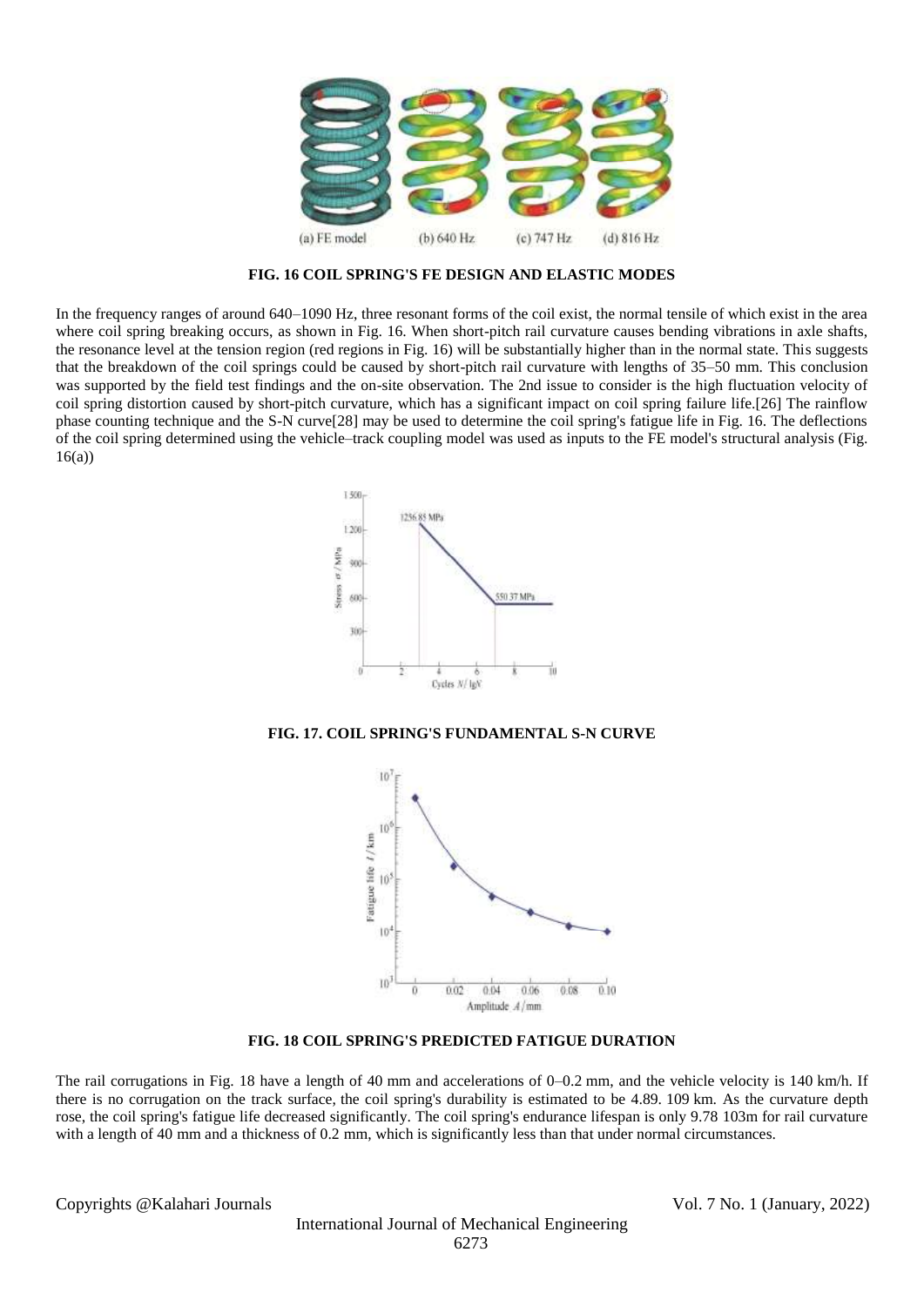**FIG. 16 COIL SPRING'S FE DESIGN AND ELASTIC MODES**

In the frequency ranges of around 640–1090 Hz, three resonant forms of the coil exist, the normal tensile of which exist in the area where coil spring breaking occurs, as shown in Fig. 16. When short-pitch rail curvature causes bending vibrations in axle shafts, the resonance level at the tension region (red regions in Fig. 16) will be substantially higher than in the normal state. This suggests that the breakdown of the coil springs could be caused by short-pitch rail curvature with lengths of 35–50 mm. This conclusion was supported by the field test findings and the on-site observation. The 2nd issue to consider is the high fluctuation velocity of coil spring distortion caused by short-pitch curvature, which has a significant impact on coil spring failure life.[26] The rainflow phase counting technique and the S-N curve[28] may be used to determine the coil spring's fatigue life in Fig. 16. The deflections of the coil spring determined using the vehicle–track coupling model was used as inputs to the FE model's structural analysis (Fig. 16(a))

**FIG. 17. COIL SPRING'S FUNDAMENTAL S-N CURVE**

**FIG. 18 COIL SPRING'S PREDICTED FATIGUE DURATION**

The rail corrugations in Fig. 18 have a length of 40 mm and accelerations of 0–0.2 mm, and the vehicle velocity is 140 km/h. If there is no corrugation on the track surface, the coil spring's durability is estimated to be 4.89. 109 km. As the curvature depth rose, the coil spring's fatigue life decreased significantly. The coil spring's endurance lifespan is only 9.78 103m for rail curvature with a length of 40 mm and a thickness of 0.2 mm, which is significantly less than that under normal circumstances.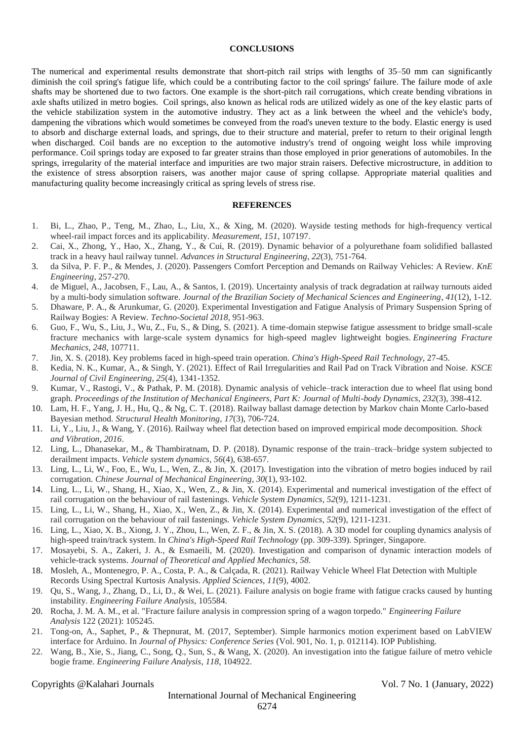## CONCLUSIONS

The numerical and experimental results demonstrate that short-pitch rail strips with lengths of 35–50 mm can significantly diminish the coil spring's fatigue life, which could be a contributing factor to the coil springs' failure. The failure mode of axle shafts may be shortened due to two factors. One example is the short-pitch rail corrugations, which create bending vibrations in axle shafts utilized in metro bogies. Coil springs, also known as helical rods are utilized widely as one of the key elastic parts of the vehicle stabilization system in the automotive industry. They act as a link between the wheel and the vehicle's body, dampening the vibrations which would sometimes be conveyed from the road's uneven texture to the body. Elastic energy is used to absorb and discharge external loads, and springs, due to their structure and material, prefer to return to their original length when discharged. Coil bands are no exception to the automotive industry's trend of ongoing weight loss while improving performance. Coil springs today are exposed to far greater strains than those employed in prior generations of automobiles. In the springs, irregularity of the material interface and impurities are two major strain raisers. Defective microstructure, in addition to the existence of stress absorption raisers, was another major cause of spring collapse. Appropriate material qualities and manufacturing quality become increasingly critical as spring levels of stress rise.

## REFERENCES

1. Bi, L., Zhao, P., Teng, M., Zhao, L., Liu, X., & Xing, M. (2020). Wayside testing methods for high-frequency vertical wheel-rail impact forces and its applicability. *Measurement*, *151*, 107197.
2. Cai, X., Zhong, Y., Hao, X., Zhang, Y., & Cui, R. (2019). Dynamic behavior of a polyurethane foam solidified ballasted track in a heavy haul railway tunnel. *Advances in Structural Engineering*, *22*(3), 751-764.
3. da Silva, P. F. P., & Mendes, J. (2020). Passengers Comfort Perception and Demands on Railway Vehicles: A Review. *KnE Engineering*, 257-270.
4. de Miguel, A., Jacobsen, F., Lau, A., & Santos, I. (2019). Uncertainty analysis of track degradation at railway turnouts aided by a multi-body simulation software. *Journal of the Brazilian Society of Mechanical Sciences and Engineering*, *41*(12), 1-12.
5. Dhaware, P. A., & Arunkumar, G. (2020). Experimental Investigation and Fatigue Analysis of Primary Suspension Spring of Railway Bogies: A Review. *Techno-Societal 2018*, 951-963.
6. Guo, F., Wu, S., Liu, J., Wu, Z., Fu, S., & Ding, S. (2021). A time-domain stepwise fatigue assessment to bridge small-scale fracture mechanics with large-scale system dynamics for high-speed maglev lightweight bogies. *Engineering Fracture Mechanics*, *248*, 107711.
7. Jin, X. S. (2018). Key problems faced in high-speed train operation. *China's High-Speed Rail Technology*, 27-45.
8. Kedia, N. K., Kumar, A., & Singh, Y. (2021). Effect of Rail Irregularities and Rail Pad on Track Vibration and Noise. *KSCE Journal of Civil Engineering*, *25*(4), 1341-1352.
9. Kumar, V., Rastogi, V., & Pathak, P. M. (2018). Dynamic analysis of vehicle–track interaction due to wheel flat using bond graph. *Proceedings of the Institution of Mechanical Engineers, Part K: Journal of Multi-body Dynamics*, *232*(3), 398-412.
10. Lam, H. F., Yang, J. H., Hu, Q., & Ng, C. T. (2018). Railway ballast damage detection by Markov chain Monte Carlo-based Bayesian method. *Structural Health Monitoring*, *17*(3), 706-724.
11. Li, Y., Liu, J., & Wang, Y. (2016). Railway wheel flat detection based on improved empirical mode decomposition. *Shock and Vibration*, *2016*.
12. Ling, L., Dhanasekar, M., & Thambiratnam, D. P. (2018). Dynamic response of the train–track–bridge system subjected to derailment impacts. *Vehicle system dynamics*, *56*(4), 638-657.
13. Ling, L., Li, W., Foo, E., Wu, L., Wen, Z., & Jin, X. (2017). Investigation into the vibration of metro bogies induced by rail corrugation. *Chinese Journal of Mechanical Engineering*, *30*(1), 93-102.
14. Ling, L., Li, W., Shang, H., Xiao, X., Wen, Z., & Jin, X. (2014). Experimental and numerical investigation of the effect of rail corrugation on the behaviour of rail fastenings. *Vehicle System Dynamics*, *52*(9), 1211-1231.
15. Ling, L., Li, W., Shang, H., Xiao, X., Wen, Z., & Jin, X. (2014). Experimental and numerical investigation of the effect of rail corrugation on the behaviour of rail fastenings. *Vehicle System Dynamics*, *52*(9), 1211-1231.
16. Ling, L., Xiao, X. B., Xiong, J. Y., Zhou, L., Wen, Z. F., & Jin, X. S. (2018). A 3D model for coupling dynamics analysis of high-speed train/track system. In *China's High-Speed Rail Technology* (pp. 309-339). Springer, Singapore.
17. Mosayebi, S. A., Zakeri, J. A., & Esmaeili, M. (2020). Investigation and comparison of dynamic interaction models of vehicle-track systems. *Journal of Theoretical and Applied Mechanics*, *58*.
18. Mosleh, A., Montenegro, P. A., Costa, P. A., & Calçada, R. (2021). Railway Vehicle Wheel Flat Detection with Multiple Records Using Spectral Kurtosis Analysis. *Applied Sciences*, *11*(9), 4002.
19. Qu, S., Wang, J., Zhang, D., Li, D., & Wei, L. (2021). Failure analysis on bogie frame with fatigue cracks caused by hunting instability. *Engineering Failure Analysis*, 105584.
20. Rocha, J. M. A. M., et al. "Fracture failure analysis in compression spring of a wagon torpedo." *Engineering Failure Analysis* 122 (2021): 105245.
21. Tong-on, A., Saphet, P., & Thepnurat, M. (2017, September). Simple harmonics motion experiment based on LabVIEW interface for Arduino. In *Journal of Physics: Conference Series* (Vol. 901, No. 1, p. 012114). IOP Publishing.
22. Wang, B., Xie, S., Jiang, C., Song, Q., Sun, S., & Wang, X. (2020). An investigation into the fatigue failure of metro vehicle bogie frame. *Engineering Failure Analysis*, *118*, 104922.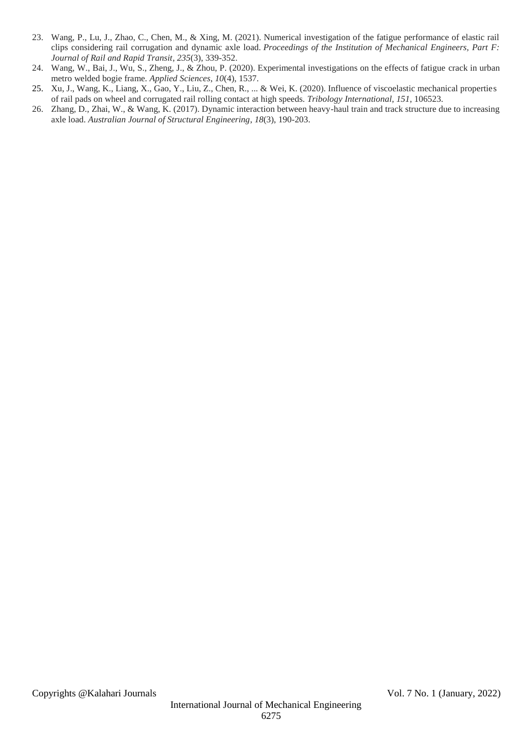23. Wang, P., Lu, J., Zhao, C., Chen, M., & Xing, M. (2021). Numerical investigation of the fatigue performance of elastic rail clips considering rail corrugation and dynamic axle load. *Proceedings of the Institution of Mechanical Engineers, Part F: Journal of Rail and Rapid Transit*, *235*(3), 339-352.
24. Wang, W., Bai, J., Wu, S., Zheng, J., & Zhou, P. (2020). Experimental investigations on the effects of fatigue crack in urban metro welded bogie frame. *Applied Sciences*, *10*(4), 1537.
25. Xu, J., Wang, K., Liang, X., Gao, Y., Liu, Z., Chen, R., ... & Wei, K. (2020). Influence of viscoelastic mechanical properties of rail pads on wheel and corrugated rail rolling contact at high speeds. *Tribology International*, *151*, 106523.
26. Zhang, D., Zhai, W., & Wang, K. (2017). Dynamic interaction between heavy-haul train and track structure due to increasing axle load. *Australian Journal of Structural Engineering*, *18*(3), 190-203.